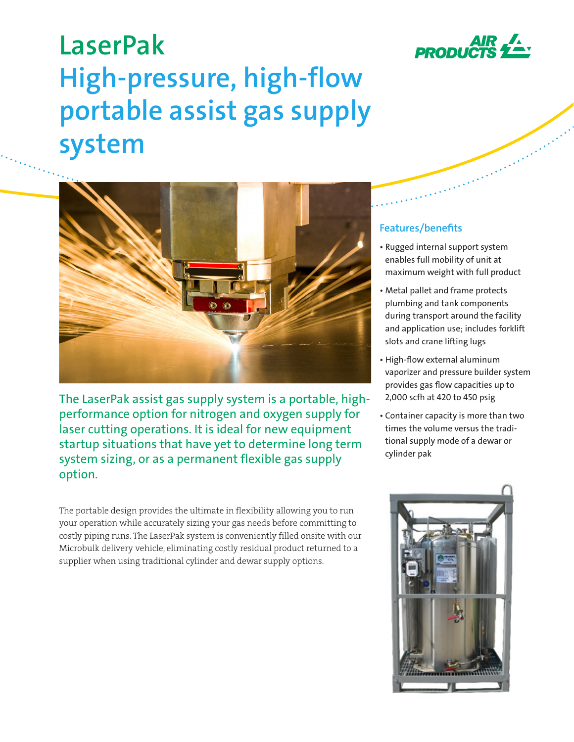# LaserPak

## High-pressure, high-flow portable assist gas supply system

The LaserPak assist gas supply system is a portable, high-performance option for nitrogen and oxygen supply for laser cutting operations. It is ideal for new equipment startup situations that have yet to determine long term system sizing, or as a permanent flexible gas supply option.

The portable design provides the ultimate in flexibility allowing you to run your operation while accurately sizing your gas needs before committing to costly piping runs. The LaserPak system is conveniently filled onsite with our Microbulk delivery vehicle, eliminating costly residual product returned to a supplier when using traditional cylinder and dewar supply options.

### Features/benefits

- Rugged internal support system enables full mobility of unit at maximum weight with full product
- Metal pallet and frame protects plumbing and tank components during transport around the facility and application use; includes forklift slots and crane lifting lugs
- High-flow external aluminum vaporizer and pressure builder system provides gas flow capacities up to 2,000 scfh at 420 to 450 psig
- Container capacity is more than two times the volume versus the traditional supply mode of a dewar or cylinder pak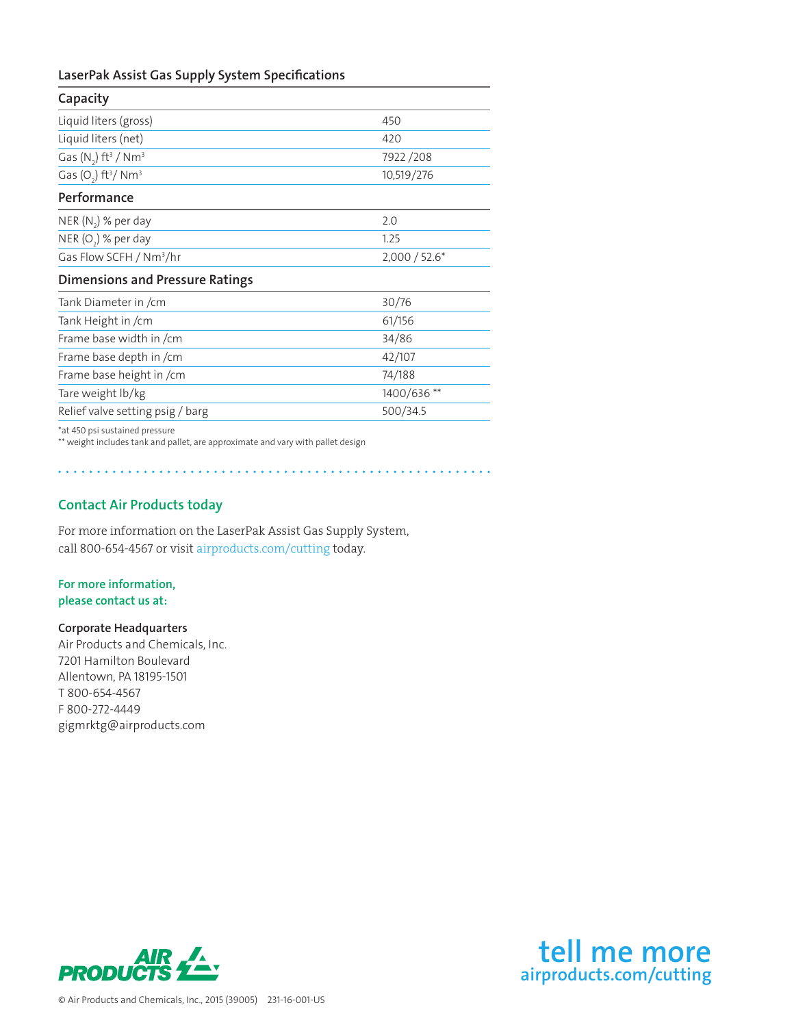## LaserPak Assist Gas Supply System Specifications

| Capacity | |
|---|---|
| Liquid liters (gross) | 450 |
| Liquid liters (net) | 420 |
| Gas ($N_2$) $ft^3$ / $Nm^3$ | 7922 /208 |
| Gas ($O_2$) $ft^3$/ $Nm^3$ | 10,519/276 |
| **Performance** | |
| NER ($N_2$) % per day | 2.0 |
| NER ($O_2$) % per day | 1.25 |
| Gas Flow SCFH / $Nm^3$/hr | 2,000 / 52.6* |
| **Dimensions and Pressure Ratings** | |
| Tank Diameter in /cm | 30/76 |
| Tank Height in /cm | 61/156 |
| Frame base width in /cm | 34/86 |
| Frame base depth in /cm | 42/107 |
| Frame base height in /cm | 74/188 |
| Tare weight lb/kg | 1400/636 ** |
| Relief valve setting psig / barg | 500/34.5 |

*at 450 psi sustained pressure
** weight includes tank and pallet, are approximate and vary with pallet design

## Contact Air Products today

For more information on the LaserPak Assist Gas Supply System, call 800-654-4567 or visit airproducts.com/cutting today.

**For more information, please contact us at:**

**Corporate Headquarters**
Air Products and Chemicals, Inc.
7201 Hamilton Boulevard
Allentown, PA 18195-1501
T 800-654-4567
F 800-272-4449
gigmrktg@airproducts.com

AIR PRODUCTS

**tell me more**
**airproducts.com/cutting**

© Air Products and Chemicals, Inc., 2015 (39005) 231-16-001-US